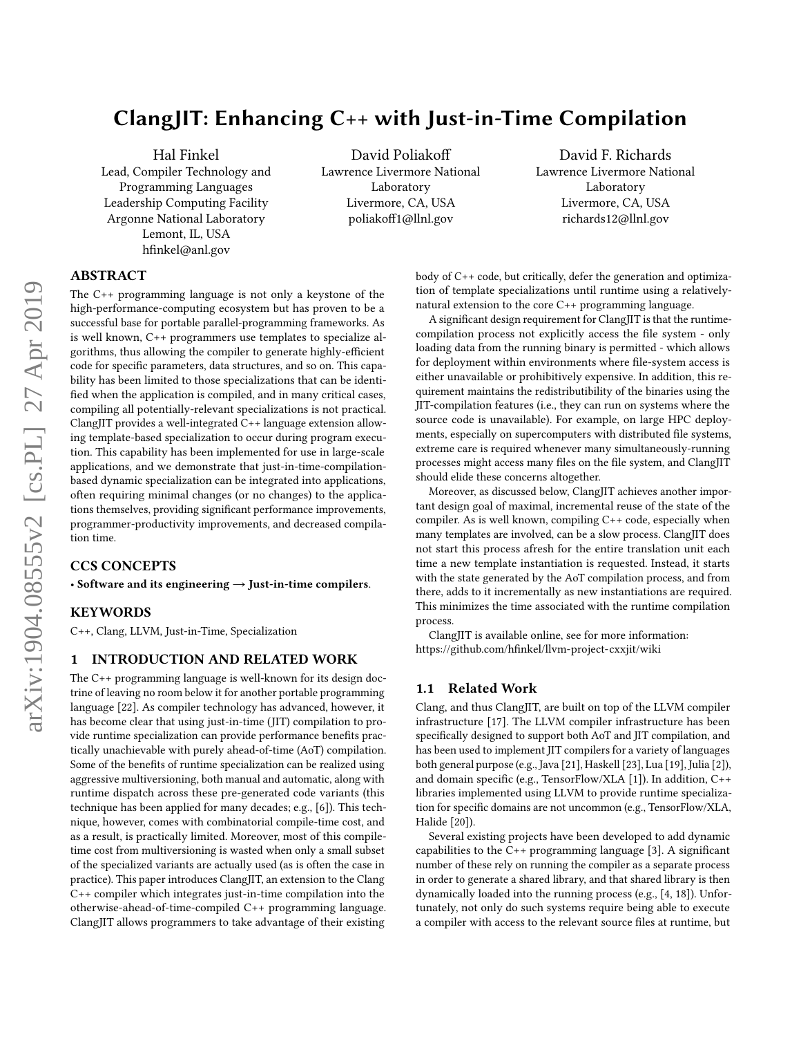# ClangJIT: Enhancing C++ with Just-in-Time Compilation

Hal Finkel
Lead, Compiler Technology and Programming Languages
Leadership Computing Facility
Argonne National Laboratory
Lemont, IL, USA
hfinkel@anl.gov

David Poliakoff
Lawrence Livermore National Laboratory
Livermore, CA, USA
poliakoff1@llnl.gov

David F. Richards
Lawrence Livermore National Laboratory
Livermore, CA, USA
richards12@llnl.gov

## ABSTRACT

The C++ programming language is not only a keystone of the high-performance-computing ecosystem but has proven to be a successful base for portable parallel-programming frameworks. As is well known, C++ programmers use templates to specialize algorithms, thus allowing the compiler to generate highly-efficient code for specific parameters, data structures, and so on. This capability has been limited to those specializations that can be identified when the application is compiled, and in many critical cases, compiling all potentially-relevant specializations is not practical. ClangJIT provides a well-integrated C++ language extension allowing template-based specialization to occur during program execution. This capability has been implemented for use in large-scale applications, and we demonstrate that just-in-time-compilation-based dynamic specialization can be integrated into applications, often requiring minimal changes (or no changes) to the applications themselves, providing significant performance improvements, programmer-productivity improvements, and decreased compilation time.

## CCS CONCEPTS

• **Software and its engineering → Just-in-time compilers**.

## KEYWORDS

C++, Clang, LLVM, Just-in-Time, Specialization

## 1 INTRODUCTION AND RELATED WORK

The C++ programming language is well-known for its design doctrine of leaving no room below it for another portable programming language [22]. As compiler technology has advanced, however, it has become clear that using just-in-time (JIT) compilation to provide runtime specialization can provide performance benefits practically unachievable with purely ahead-of-time (AoT) compilation. Some of the benefits of runtime specialization can be realized using aggressive multiversioning, both manual and automatic, along with runtime dispatch across these pre-generated code variants (this technique has been applied for many decades; e.g., [6]). This technique, however, comes with combinatorial compile-time cost, and as a result, is practically limited. Moreover, most of this compile-time cost from multiversioning is wasted when only a small subset of the specialized variants are actually used (as is often the case in practice). This paper introduces ClangJIT, an extension to the Clang C++ compiler which integrates just-in-time compilation into the otherwise-ahead-of-time-compiled C++ programming language. ClangJIT allows programmers to take advantage of their existing body of C++ code, but critically, defer the generation and optimization of template specializations until runtime using a relatively-natural extension to the core C++ programming language.

A significant design requirement for ClangJIT is that the runtime-compilation process not explicitly access the file system - only loading data from the running binary is permitted - which allows for deployment within environments where file-system access is either unavailable or prohibitively expensive. In addition, this requirement maintains the redistributibility of the binaries using the JIT-compilation features (i.e., they can run on systems where the source code is unavailable). For example, on large HPC deployments, especially on supercomputers with distributed file systems, extreme care is required whenever many simultaneously-running processes might access many files on the file system, and ClangJIT should elide these concerns altogether.

Moreover, as discussed below, ClangJIT achieves another important design goal of maximal, incremental reuse of the state of the compiler. As is well known, compiling C++ code, especially when many templates are involved, can be a slow process. ClangJIT does not start this process afresh for the entire translation unit each time a new template instantiation is requested. Instead, it starts with the state generated by the AoT compilation process, and from there, adds to it incrementally as new instantiations are required. This minimizes the time associated with the runtime compilation process.

ClangJIT is available online, see for more information: https://github.com/hfinkel/llvm-project-cxxjit/wiki

### 1.1 Related Work

Clang, and thus ClangJIT, are built on top of the LLVM compiler infrastructure [17]. The LLVM compiler infrastructure has been specifically designed to support both AoT and JIT compilation, and has been used to implement JIT compilers for a variety of languages both general purpose (e.g., Java [21], Haskell [23], Lua [19], Julia [2]), and domain specific (e.g., TensorFlow/XLA [1]). In addition, C++ libraries implemented using LLVM to provide runtime specialization for specific domains are not uncommon (e.g., TensorFlow/XLA, Halide [20]).

Several existing projects have been developed to add dynamic capabilities to the C++ programming language [3]. A significant number of these rely on running the compiler as a separate process in order to generate a shared library, and that shared library is then dynamically loaded into the running process (e.g., [4, 18]). Unfortunately, not only do such systems require being able to execute a compiler with access to the relevant source files at runtime, but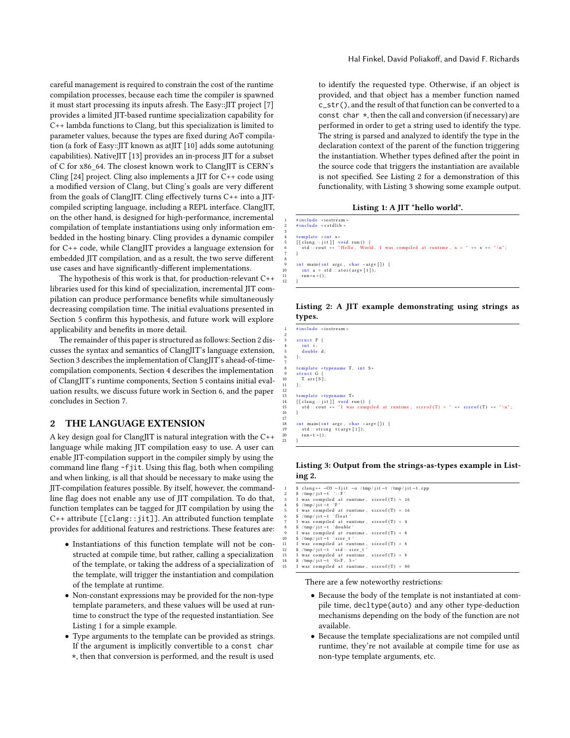careful management is required to constrain the cost of the runtime compilation processes, because each time the compiler is spawned it must start processing its inputs afresh. The Easy::JIT project [7] provides a limited JIT-based runtime specialization capability for C++ lambda functions to Clang, but this specialization is limited to parameter values, because the types are fixed during AoT compilation (a fork of Easy::JIT known as atJIT [10] adds some autotuning capabilities). NativeJIT [13] provides an in-process JIT for a subset of C for x86_64. The closest known work to ClangJIT is CERN's Cling [24] project. Cling also implements a JIT for C++ code using a modified version of Clang, but Cling's goals are very different from the goals of ClangJIT. Cling effectively turns C++ into a JIT-compiled scripting language, including a REPL interface. ClangJIT, on the other hand, is designed for high-performance, incremental compilation of template instantiations using only information embedded in the hosting binary. Cling provides a dynamic compiler for C++ code, while ClangJIT provides a language extension for embedded JIT compilation, and as a result, the two serve different use cases and have significantly-different implementations.

The hypothesis of this work is that, for production-relevant C++ libraries used for this kind of specialization, incremental JIT compilation can produce performance benefits while simultaneously decreasing compilation time. The initial evaluations presented in Section 5 confirm this hypothesis, and future work will explore applicability and benefits in more detail.

The remainder of this paper is structured as follows: Section 2 discusses the syntax and semantics of ClangJIT's language extension, Section 3 describes the implementation of ClangJIT's ahead-of-time-compilation components, Section 4 describes the implementation of ClangJIT's runtime components, Section 5 contains initial evaluation results, we discuss future work in Section 6, and the paper concludes in Section 7.

## 2 THE LANGUAGE EXTENSION

A key design goal for ClangJIT is natural integration with the C++ language while making JIT compilation easy to use. A user can enable JIT-compilation support in the compiler simply by using the command line flang `-fjit`. Using this flag, both when compiling and when linking, is all that should be necessary to make using the JIT-compilation features possible. By itself, however, the command-line flag does not enable any use of JIT compilation. To do that, function templates can be tagged for JIT compilation by using the C++ attribute `[[clang::jit]]`. An attributed function template provides for additional features and restrictions. These features are:

- Instantiations of this function template will not be constructed at compile time, but rather, calling a specialization of the template, or taking the address of a specialization of the template, will trigger the instantiation and compilation of the template at runtime.
- Non-constant expressions may be provided for the non-type template parameters, and these values will be used at runtime to construct the type of the requested instantiation. See Listing 1 for a simple example.
- Type arguments to the template can be provided as strings. If the argument is implicitly convertible to a `const char *`, then that conversion is performed, and the result is used to identify the requested type. Otherwise, if an object is provided, and that object has a member function named `c_str()`, and the result of that function can be converted to a `const char *`, then the call and conversion (if necessary) are performed in order to get a string used to identify the type. The string is parsed and analyzed to identify the type in the declaration context of the parent of the function triggering the instantiation. Whether types defined after the point in the source code that triggers the instantiation are available is not specified. See Listing 2 for a demonstration of this functionality, with Listing 3 showing some example output.

**Listing 1: A JIT "hello world".**

```
1  #include <iostream>
2  #include <cstdlib>
3
4  template <int x>
5  [[clang::jit]] void run() {
6    std::cout << "Hello, World, I was compiled at runtime, x = " << x << "\n";
7  }
8
9  int main(int argc, char *argv[]) {
10   int a = std::atoi(argv[1]);
11   run<a>();
12 }
```

**Listing 2: A JIT example demonstrating using strings as types.**

```
1  #include <iostream>
2
3  struct F {
4    int i;
5    double d;
6  };
7
8  template <typename T, int S>
9  struct G {
10   T arr[S];
11 };
12
13 template <typename T>
14 [[clang::jit]] void run() {
15   std::cout << "I was compiled at runtime, sizeof(T) = " << sizeof(T) << "\n";
16 }
17
18 int main(int argc, char *argv[]) {
19   std::string t(argv[1]);
20   run<t>();
21 }
```

**Listing 3: Output from the strings-as-types example in Listing 2.**

```
1  $ clang++ -O3 -fjit -o /tmp/jit-t /tmp/jit-t.cpp
2  $ /tmp/jit-t '::F'
3  I was compiled at runtime, sizeof(T) = 16
4  $ /tmp/jit-t 'F'
5  I was compiled at runtime, sizeof(T) = 16
6  $ /tmp/jit-t 'float'
7  I was compiled at runtime, sizeof(T) = 4
8  $ /tmp/jit-t 'double'
9  I was compiled at runtime, sizeof(T) = 8
10 $ /tmp/jit-t 'size_t'
11 I was compiled at runtime, sizeof(T) = 8
12 $ /tmp/jit-t 'std::size_t'
13 I was compiled at runtime, sizeof(T) = 8
14 $ /tmp/jit-t 'G<F, 5>'
15 I was compiled at runtime, sizeof(T) = 80
```

There are a few noteworthy restrictions:

- Because the body of the template is not instantiated at compile time, `decltype(auto)` and any other type-deduction mechanisms depending on the body of the function are not available.
- Because the template specializations are not compiled until runtime, they're not available at compile time for use as non-type template arguments, etc.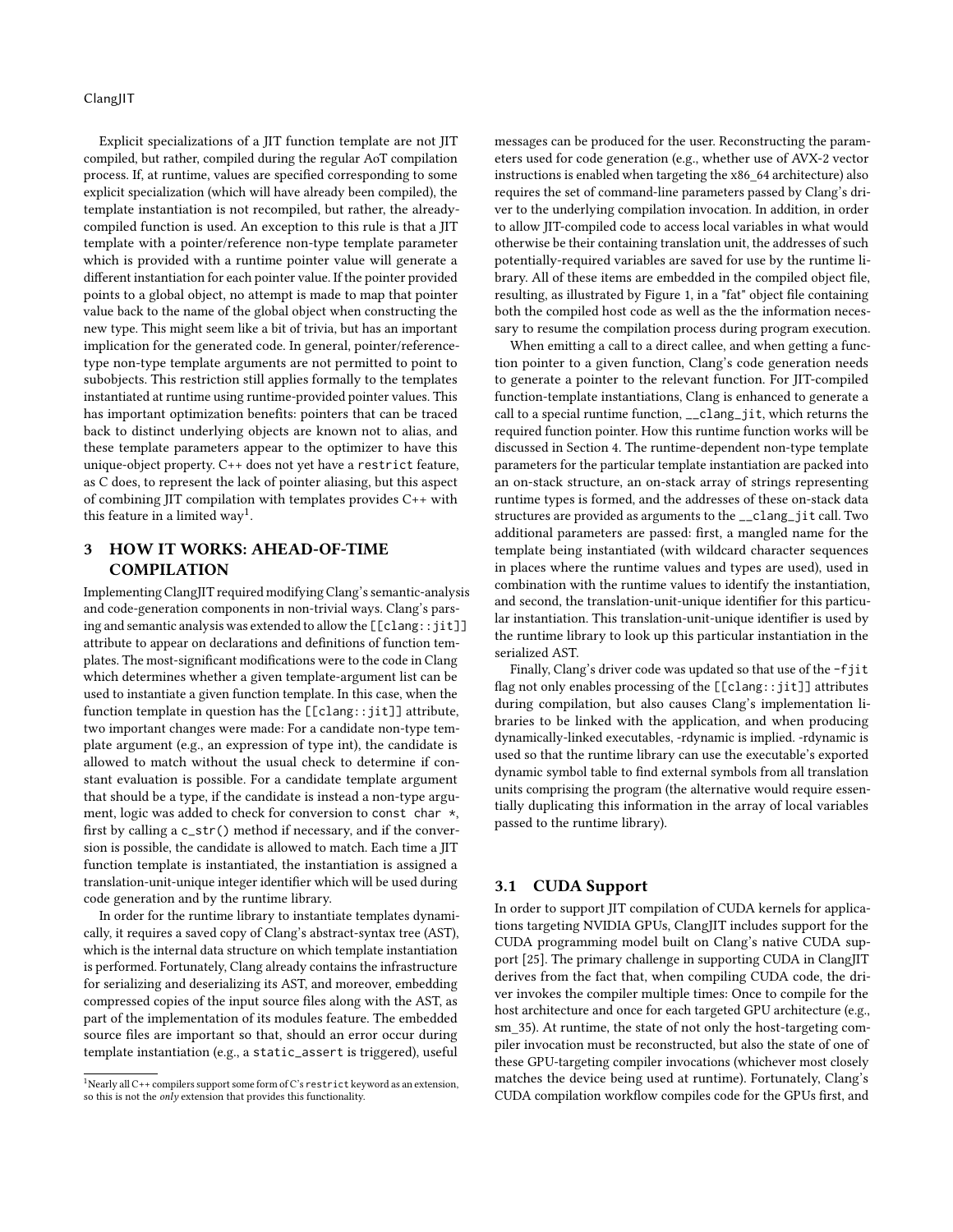Explicit specializations of a JIT function template are not JIT compiled, but rather, compiled during the regular AoT compilation process. If, at runtime, values are specified corresponding to some explicit specialization (which will have already been compiled), the template instantiation is not recompiled, but rather, the already-compiled function is used. An exception to this rule is that a JIT template with a pointer/reference non-type template parameter which is provided with a runtime pointer value will generate a different instantiation for each pointer value. If the pointer provided points to a global object, no attempt is made to map that pointer value back to the name of the global object when constructing the new type. This might seem like a bit of trivia, but has an important implication for the generated code. In general, pointer/reference-type non-type template arguments are not permitted to point to subobjects. This restriction still applies formally to the templates instantiated at runtime using runtime-provided pointer values. This has important optimization benefits: pointers that can be traced back to distinct underlying objects are known not to alias, and these template parameters appear to the optimizer to have this unique-object property. C++ does not yet have a `restrict` feature, as C does, to represent the lack of pointer aliasing, but this aspect of combining JIT compilation with templates provides C++ with this feature in a limited way[1].

## 3 HOW IT WORKS: AHEAD-OF-TIME COMPILATION

Implementing ClangJIT required modifying Clang's semantic-analysis and code-generation components in non-trivial ways. Clang's parsing and semantic analysis was extended to allow the `[[clang::jit]]` attribute to appear on declarations and definitions of function templates. The most-significant modifications were to the code in Clang which determines whether a given template-argument list can be used to instantiate a given function template. In this case, when the function template in question has the `[[clang::jit]]` attribute, two important changes were made: For a candidate non-type template argument (e.g., an expression of type int), the candidate is allowed to match without the usual check to determine if constant evaluation is possible. For a candidate template argument that should be a type, if the candidate is instead a non-type argument, logic was added to check for conversion to `const char *`, first by calling a `c_str()` method if necessary, and if the conversion is possible, the candidate is allowed to match. Each time a JIT function template is instantiated, the instantiation is assigned a translation-unit-unique integer identifier which will be used during code generation and by the runtime library.

In order for the runtime library to instantiate templates dynamically, it requires a saved copy of Clang's abstract-syntax tree (AST), which is the internal data structure on which template instantiation is performed. Fortunately, Clang already contains the infrastructure for serializing and deserializing its AST, and moreover, embedding compressed copies of the input source files along with the AST, as part of the implementation of its modules feature. The embedded source files are important so that, should an error occur during template instantiation (e.g., a `static_assert` is triggered), useful messages can be produced for the user. Reconstructing the parameters used for code generation (e.g., whether use of AVX-2 vector instructions is enabled when targeting the x86_64 architecture) also requires the set of command-line parameters passed by Clang's driver to the underlying compilation invocation. In addition, in order to allow JIT-compiled code to access local variables in what would otherwise be their containing translation unit, the addresses of such potentially-required variables are saved for use by the runtime library. All of these items are embedded in the compiled object file, resulting, as illustrated by Figure 1, in a "fat" object file containing both the compiled host code as well as the the information necessary to resume the compilation process during program execution.

When emitting a call to a direct callee, and when getting a function pointer to a given function, Clang's code generation needs to generate a pointer to the relevant function. For JIT-compiled function-template instantiations, Clang is enhanced to generate a call to a special runtime function, `__clang_jit`, which returns the required function pointer. How this runtime function works will be discussed in Section 4. The runtime-dependent non-type template parameters for the particular template instantiation are packed into an on-stack structure, an on-stack array of strings representing runtime types is formed, and the addresses of these on-stack data structures are provided as arguments to the `__clang_jit` call. Two additional parameters are passed: first, a mangled name for the template being instantiated (with wildcard character sequences in places where the runtime values and types are used), used in combination with the runtime values to identify the instantiation, and second, the translation-unit-unique identifier for this particular instantiation. This translation-unit-unique identifier is used by the runtime library to look up this particular instantiation in the serialized AST.

Finally, Clang's driver code was updated so that use of the `-fjit` flag not only enables processing of the `[[clang::jit]]` attributes during compilation, but also causes Clang's implementation libraries to be linked with the application, and when producing dynamically-linked executables, -rdynamic is implied. -rdynamic is used so that the runtime library can use the executable's exported dynamic symbol table to find external symbols from all translation units comprising the program (the alternative would require essentially duplicating this information in the array of local variables passed to the runtime library).

### 3.1 CUDA Support

In order to support JIT compilation of CUDA kernels for applications targeting NVIDIA GPUs, ClangJIT includes support for the CUDA programming model built on Clang's native CUDA support [25]. The primary challenge in supporting CUDA in ClangJIT derives from the fact that, when compiling CUDA code, the driver invokes the compiler multiple times: Once to compile for the host architecture and once for each targeted GPU architecture (e.g., sm_35). At runtime, the state of not only the host-targeting compiler invocation must be reconstructed, but also the state of one of these GPU-targeting compiler invocations (whichever most closely matches the device being used at runtime). Fortunately, Clang's CUDA compilation workflow compiles code for the GPUs first, and

[1] Nearly all C++ compilers support some form of C's `restrict` keyword as an extension, so this is not the *only* extension that provides this functionality.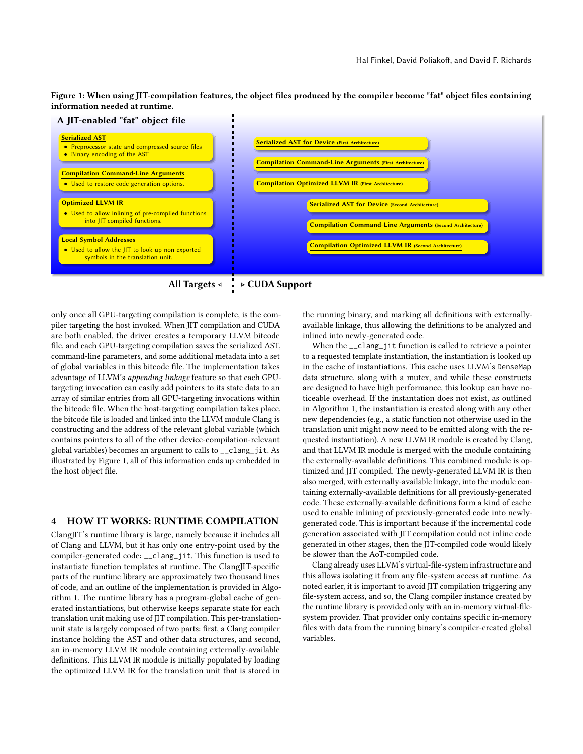Figure 1: When using JIT-compilation features, the object files produced by the compiler become "fat" object files containing information needed at runtime.

A JIT-enabled "fat" object file

**Serialized AST**
- Preprocessor state and compressed source files
- Binary encoding of the AST

**Compilation Command-Line Arguments**
- Used to restore code-generation options.

**Optimized LLVM IR**
- Used to allow inlining of pre-compiled functions into JIT-compiled functions.

**Local Symbol Addresses**
- Used to allow the JIT to look up non-exported symbols in the translation unit.

**Serialized AST for Device** (First Architecture)

**Compilation Command-Line Arguments** (First Architecture)

**Compilation Optimized LLVM IR** (First Architecture)

**Serialized AST for Device** (Second Architecture)

**Compilation Command-Line Arguments** (Second Architecture)

**Compilation Optimized LLVM IR** (Second Architecture)

All Targets ◃ ▹ CUDA Support

only once all GPU-targeting compilation is complete, is the compiler targeting the host invoked. When JIT compilation and CUDA are both enabled, the driver creates a temporary LLVM bitcode file, and each GPU-targeting compilation saves the serialized AST, command-line parameters, and some additional metadata into a set of global variables in this bitcode file. The implementation takes advantage of LLVM's *appending linkage* feature so that each GPU-targeting invocation can easily add pointers to its state data to an array of similar entries from all GPU-targeting invocations within the bitcode file. When the host-targeting compilation takes place, the bitcode file is loaded and linked into the LLVM module Clang is constructing and the address of the relevant global variable (which contains pointers to all of the other device-compilation-relevant global variables) becomes an argument to calls to `__clang_jit`. As illustrated by Figure 1, all of this information ends up embedded in the host object file.

## 4 HOW IT WORKS: RUNTIME COMPILATION

ClangJIT's runtime library is large, namely because it includes all of Clang and LLVM, but it has only one entry-point used by the compiler-generated code: `__clang_jit`. This function is used to instantiate function templates at runtime. The ClangJIT-specific parts of the runtime library are approximately two thousand lines of code, and an outline of the implementation is provided in Algorithm 1. The runtime library has a program-global cache of generated instantiations, but otherwise keeps separate state for each translation unit making use of JIT compilation. This per-translation-unit state is largely composed of two parts: first, a Clang compiler instance holding the AST and other data structures, and second, an in-memory LLVM IR module containing externally-available definitions. This LLVM IR module is initially populated by loading the optimized LLVM IR for the translation unit that is stored in the running binary, and marking all definitions with externally-available linkage, thus allowing the definitions to be analyzed and inlined into newly-generated code.

When the `__clang_jit` function is called to retrieve a pointer to a requested template instantiation, the instantiation is looked up in the cache of instantiations. This cache uses LLVM's `DenseMap` data structure, along with a mutex, and while these constructs are designed to have high performance, this lookup can have noticeable overhead. If the instantiation does not exist, as outlined in Algorithm 1, the instantiation is created along with any other new dependencies (e.g., a static function not otherwise used in the translation unit might now need to be emitted along with the requested instantiation). A new LLVM IR module is created by Clang, and that LLVM IR module is merged with the module containing the externally-available definitions. This combined module is optimized and JIT compiled. The newly-generated LLVM IR is then also merged, with externally-available linkage, into the module containing externally-available definitions for all previously-generated code. These externally-available definitions form a kind of cache used to enable inlining of previously-generated code into newly-generated code. This is important because if the incremental code generation associated with JIT compilation could not inline code generated in other stages, then the JIT-compiled code would likely be slower than the AoT-compiled code.

Clang already uses LLVM's virtual-file-system infrastructure and this allows isolating it from any file-system access at runtime. As noted earlier, it is important to avoid JIT compilation triggering any file-system access, and so, the Clang compiler instance created by the runtime library is provided only with an in-memory virtual-file-system provider. That provider only contains specific in-memory files with data from the running binary's compiler-created global variables.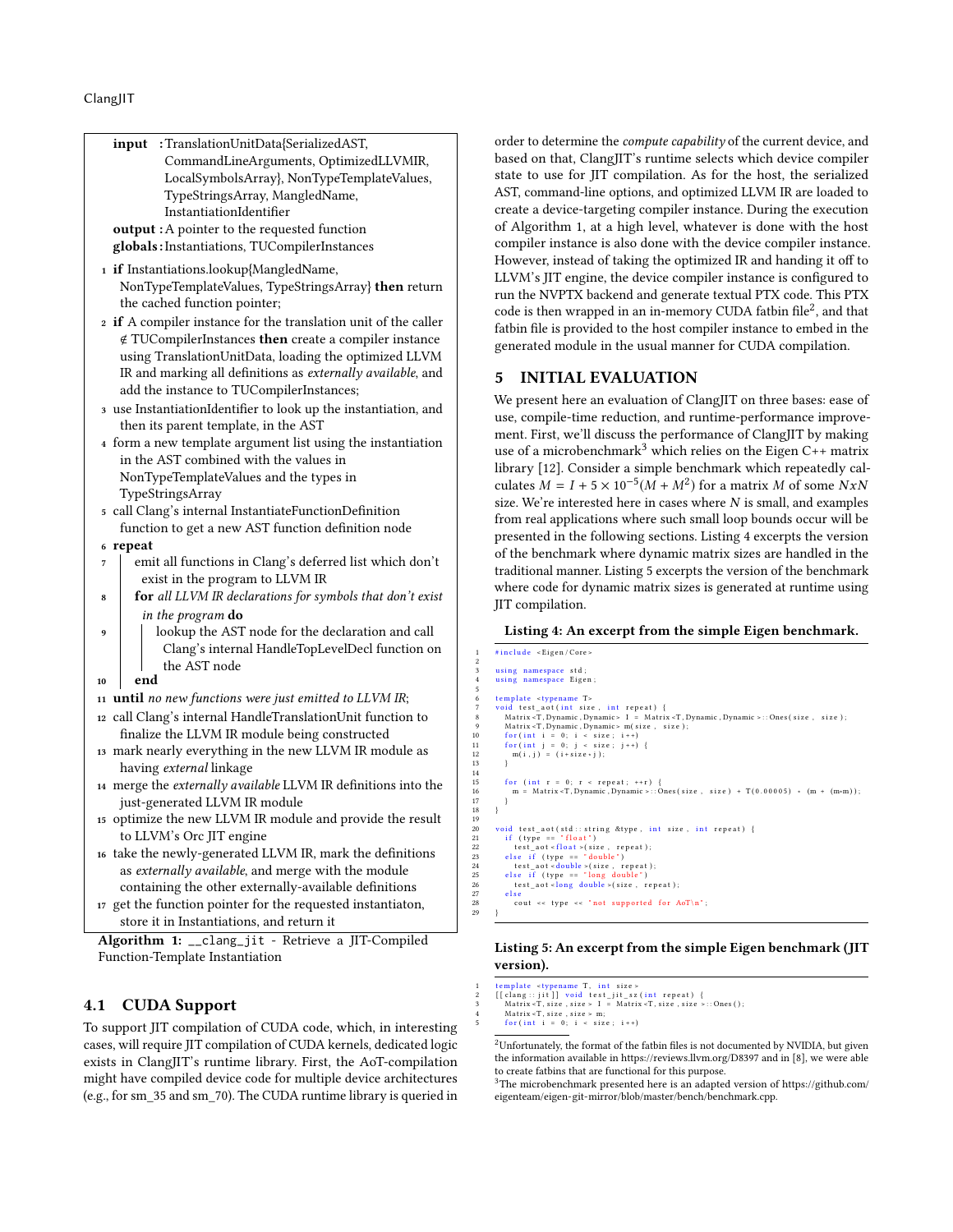**input** : TranslationUnitData{SerializedAST, CommandLineArguments, OptimizedLLVMIR, LocalSymbolsArray}, NonTypeTemplateValues, TypeStringsArray, MangledName, InstantiationIdentifier
**output** : A pointer to the requested function
**globals** : Instantiations, TUCompilerInstances

1. **if** Instantiations.lookup{MangledName, NonTypeTemplateValues, TypeStringsArray} **then** return the cached function pointer;
2. **if** A compiler instance for the translation unit of the caller $\notin$ TUCompilerInstances **then** create a compiler instance using TranslationUnitData, loading the optimized LLVM IR and marking all definitions as *externally available*, and add the instance to TUCompilerInstances;
3. use InstantiationIdentifier to look up the instantiation, and then its parent template, in the AST
4. form a new template argument list using the instantiation in the AST combined with the values in NonTypeTemplateValues and the types in TypeStringsArray
5. call Clang's internal InstantiateFunctionDefinition function to get a new AST function definition node
6. **repeat**
7. emit all functions in Clang's deferred list which don't exist in the program to LLVM IR
8. **for** *all LLVM IR declarations for symbols that don't exist in the program* **do**
9. lookup the AST node for the declaration and call Clang's internal HandleTopLevelDecl function on the AST node
10. **end**
11. **until** *no new functions were just emitted to LLVM IR*;
12. call Clang's internal HandleTranslationUnit function to finalize the LLVM IR module being constructed
13. mark nearly everything in the new LLVM IR module as having *external* linkage
14. merge the *externally available* LLVM IR definitions into the just-generated LLVM IR module
15. optimize the new LLVM IR module and provide the result to LLVM's Orc JIT engine
16. take the newly-generated LLVM IR, mark the definitions as *externally available*, and merge with the module containing the other externally-available definitions
17. get the function pointer for the requested instantiaton, store it in Instantiations, and return it

**Algorithm 1:** `__clang_jit` - Retrieve a JIT-Compiled Function-Template Instantiation

## 4.1 CUDA Support

To support JIT compilation of CUDA code, which, in interesting cases, will require JIT compilation of CUDA kernels, dedicated logic exists in ClangJIT's runtime library. First, the AoT-compilation might have compiled device code for multiple device architectures (e.g., for sm_35 and sm_70). The CUDA runtime library is queried in order to determine the *compute capability* of the current device, and based on that, ClangJIT's runtime selects which device compiler state to use for JIT compilation. As for the host, the serialized AST, command-line options, and optimized LLVM IR are loaded to create a device-targeting compiler instance. During the execution of Algorithm 1, at a high level, whatever is done with the host compiler instance is also done with the device compiler instance. However, instead of taking the optimized IR and handing it off to LLVM's JIT engine, the device compiler instance is configured to run the NVPTX backend and generate textual PTX code. This PTX code is then wrapped in an in-memory CUDA fatbin file[2], and that fatbin file is provided to the host compiler instance to embed in the generated module in the usual manner for CUDA compilation.

# 5 INITIAL EVALUATION

We present here an evaluation of ClangJIT on three bases: ease of use, compile-time reduction, and runtime-performance improvement. First, we'll discuss the performance of ClangJIT by making use of a microbenchmark[3] which relies on the Eigen C++ matrix library [12]. Consider a simple benchmark which repeatedly calculates $M = I + 5 \times 10^{-5}(M + M^2)$ for a matrix $M$ of some $NxN$ size. We're interested here in cases where $N$ is small, and examples from real applications where such small loop bounds occur will be presented in the following sections. Listing 4 excerpts the version of the benchmark where dynamic matrix sizes are handled in the traditional manner. Listing 5 excerpts the version of the benchmark where code for dynamic matrix sizes is generated at runtime using JIT compilation.

**Listing 4: An excerpt from the simple Eigen benchmark.**

```
#include <Eigen/Core>

using namespace std;
using namespace Eigen;

template <typename T>
void test_aot(int size, int repeat) {
  Matrix<T,Dynamic,Dynamic> I = Matrix<T,Dynamic,Dynamic>::Ones(size, size);
  Matrix<T,Dynamic,Dynamic> m(size, size);
  for(int i = 0; i < size; i++)
  for(int j = 0; j < size; j++) {
    m(i,j) = (i+size*j);
  }

  for (int r = 0; r < repeat; ++r) {
    m = Matrix<T,Dynamic,Dynamic>::Ones(size, size) + T(0.00005) * (m + (m*m));
  }
}

void test_aot(std::string &type, int size, int repeat) {
  if (type == "float")
    test_aot<float>(size, repeat);
  else if (type == "double")
    test_aot<double>(size, repeat);
  else if (type == "long double")
    test_aot<long double>(size, repeat);
  else
    cout << type << "not supported for AoT\n";
}
```

**Listing 5: An excerpt from the simple Eigen benchmark (JIT version).**

```
template <typename T, int size>
[[clang::jit]] void test_jit_sz(int repeat) {
  Matrix<T, size, size> I = Matrix<T, size, size>::Ones();
  Matrix<T, size, size> m;
  for(int i = 0; i < size; i++)
```

[2] Unfortunately, the format of the fatbin files is not documented by NVIDIA, but given the information available in https://reviews.llvm.org/D8397 and in [8], we were able to create fatbins that are functional for this purpose.

[3] The microbenchmark presented here is an adapted version of https://github.com/eigenteam/eigen-git-mirror/blob/master/bench/benchmark.cpp.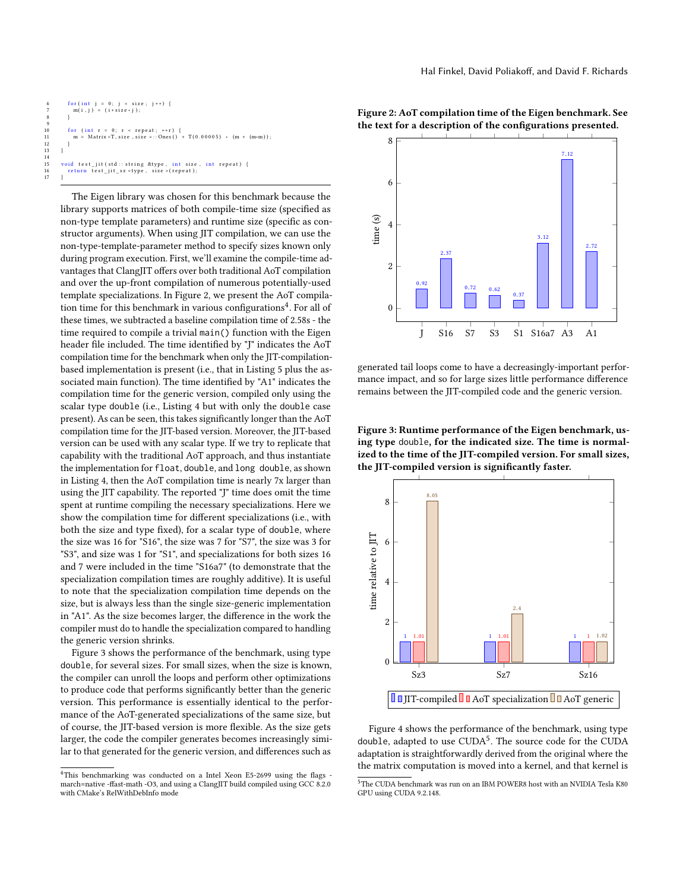```
6       for(int j = 0; j < size; j++) {
7         m(i,j) = (i+size*j);
8       }
9
10      for (int r = 0; r < repeat; ++r) {
11        m = Matrix<T,size,size>::Ones() + T(0.00005) * (m + (m*m));
12      }
13    }
14
15    void test_jit(std::string &type, int size, int repeat) {
16      return test_jit_sz<type, size>(repeat);
17    }
```

The Eigen library was chosen for this benchmark because the library supports matrices of both compile-time size (specified as non-type template parameters) and runtime size (specific as constructor arguments). When using JIT compilation, we can use the non-type-template-parameter method to specify sizes known only during program execution. First, we'll examine the compile-time advantages that ClangJIT offers over both traditional AoT compilation and over the up-front compilation of numerous potentially-used template specializations. In Figure 2, we present the AoT compilation time for this benchmark in various configurations[4]. For all of these times, we subtracted a baseline compilation time of 2.58s - the time required to compile a trivial `main()` function with the Eigen header file included. The time identified by "J" indicates the AoT compilation time for the benchmark when only the JIT-compilation-based implementation is present (i.e., that in Listing 5 plus the associated main function). The time identified by "A1" indicates the compilation time for the generic version, compiled only using the scalar type `double` (i.e., Listing 4 but with only the `double` case present). As can be seen, this takes significantly longer than the AoT compilation time for the JIT-based version. Moreover, the JIT-based version can be used with any scalar type. If we try to replicate that capability with the traditional AoT approach, and thus instantiate the implementation for `float`, `double`, and `long double`, as shown in Listing 4, then the AoT compilation time is nearly 7x larger than using the JIT capability. The reported "J" time does omit the time spent at runtime compiling the necessary specializations. Here we show the compilation time for different specializations (i.e., with both the size and type fixed), for a scalar type of `double`, where the size was 16 for "S16", the size was 7 for "S7", the size was 3 for "S3", and size was 1 for "S1", and specializations for both sizes 16 and 7 were included in the time "S16a7" (to demonstrate that the specialization compilation times are roughly additive). It is useful to note that the specialization compilation time depends on the size, but is always less than the single size-generic implementation in "A1". As the size becomes larger, the difference in the work the compiler must do to handle the specialization compared to handling the generic version shrinks.

Figure 3 shows the performance of the benchmark, using type `double`, for several sizes. For small sizes, when the size is known, the compiler can unroll the loops and perform other optimizations to produce code that performs significantly better than the generic version. This performance is essentially identical to the performance of the AoT-generated specializations of the same size, but of course, the JIT-based version is more flexible. As the size gets larger, the code the compiler generates becomes increasingly similar to that generated for the generic version, and differences such as generated tail loops come to have a decreasingly-important performance impact, and so for large sizes little performance difference remains between the JIT-compiled code and the generic version.

**Figure 2: AoT compilation time of the Eigen benchmark. See the text for a description of the configurations presented.**

| Configuration | time (s) |
|---|---|
| J | 0.92 |
| S16 | 2.37 |
| S7 | 0.72 |
| S3 | 0.62 |
| S1 | 0.37 |
| S16a7 | 3.12 |
| A3 | 7.12 |
| A1 | 2.72 |

**Figure 3: Runtime performance of the Eigen benchmark, using type `double`, for the indicated size. The time is normalized to the time of the JIT-compiled version. For small sizes, the JIT-compiled version is significantly faster.**

| Size | JIT-compiled | AoT specialization | AoT generic |
|---|---|---|---|
| Sz3 | 1 | 1.01 | 8.05 |
| Sz7 | 1 | 1.01 | 2.4 |
| Sz16 | 1 | 1 | 1.02 |

Figure 4 shows the performance of the benchmark, using type `double`, adapted to use CUDA[5]. The source code for the CUDA adaptation is straightforwardly derived from the original where the the matrix computation is moved into a kernel, and that kernel is

[4] This benchmarking was conducted on a Intel Xeon E5-2699 using the flags -march=native -ffast-math -O3, and using a ClangJIT build compiled using GCC 8.2.0 with CMake's RelWithDebInfo mode

[5] The CUDA benchmark was run on an IBM POWER8 host with an NVIDIA Tesla K80 GPU using CUDA 9.2.148.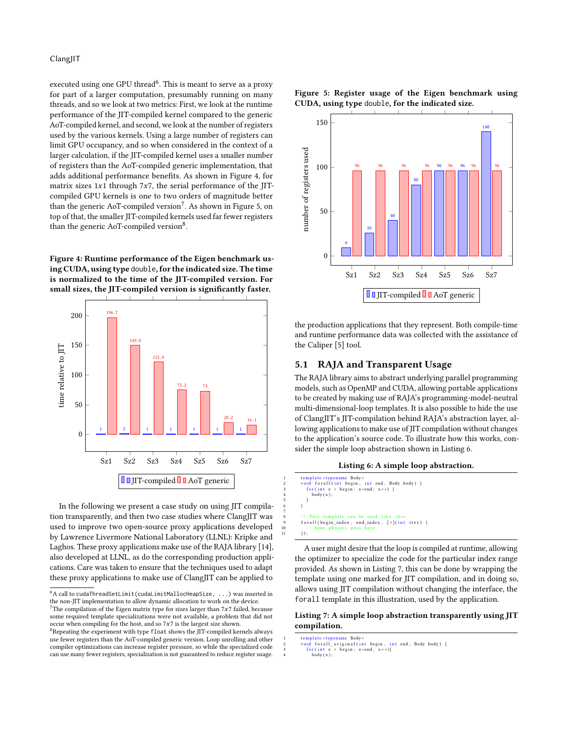executed using one GPU thread[6]. This is meant to serve as a proxy for part of a larger computation, presumably running on many threads, and so we look at two metrics: First, we look at the runtime performance of the JIT-compiled kernel compared to the generic AoT-compiled kernel, and second, we look at the number of registers used by the various kernels. Using a large number of registers can limit GPU occupancy, and so when considered in the context of a larger calculation, if the JIT-compiled kernel uses a smaller number of registers than the AoT-compiled generic implementation, that adds additional performance benefits. As shown in Figure 4, for matrix sizes 1x1 through 7x7, the serial performance of the JIT-compiled GPU kernels is one to two orders of magnitude better than the generic AoT-compiled version[7]. As shown in Figure 5, on top of that, the smaller JIT-compiled kernels used far fewer registers than the generic AoT-compiled version[8].

**Figure 4: Runtime performance of the Eigen benchmark using CUDA, using type `double`, for the indicated size. The time is normalized to the time of the JIT-compiled version. For small sizes, the JIT-compiled version is significantly faster.**

| | Sz1 | Sz2 | Sz3 | Sz4 | Sz5 | Sz6 | Sz7 |
|---|---|---|---|---|---|---|---|
| JIT-compiled | 1 | 2 | 1 | 1 | 1 | 1 | 1 |
| AoT generic | 196.7 | 149.8 | 121.8 | 75.2 | 73 | 20.2 | 16.1 |

In the following we present a case study on using JIT compilation transparently, and then two case studies where ClangJIT was used to improve two open-source proxy applications developed by Lawrence Livermore National Laboratory (LLNL): Kripke and Laghos. These proxy applications make use of the RAJA library [14], also developed at LLNL, as do the corresponding production applications. Care was taken to ensure that the techniques used to adapt these proxy applications to make use of ClangJIT can be applied to the production applications that they represent. Both compile-time and runtime performance data was collected with the assistance of the Caliper [5] tool.

**Figure 5: Register usage of the Eigen benchmark using CUDA, using type `double`, for the indicated size.**

| | Sz1 | Sz2 | Sz3 | Sz4 | Sz5 | Sz6 | Sz7 |
|---|---|---|---|---|---|---|---|
| JIT-compiled | 9 | 26 | 40 | 80 | 96 | 96 | 140 |
| AoT generic | 96 | 96 | 96 | 96 | 96 | 96 | 96 |

## 5.1 RAJA and Transparent Usage

The RAJA library aims to abstract underlying parallel programming models, such as OpenMP and CUDA, allowing portable applications to be created by making use of RAJA's programming-model-neutral multi-dimensional-loop templates. It is also possible to hide the use of ClangJIT's JIT-compilation behind RAJA's abstraction layer, allowing applications to make use of JIT compilation without changes to the application's source code. To illustrate how this works, consider the simple loop abstraction shown in Listing 6.

**Listing 6: A simple loop abstraction.**

```
template<typename Body>
void forall(int begin, int end, Body body) {
  for(int x = begin; x<end; x++) {
    body(x);
  }
}

// This template can be used like this:
forall(begin_index, end_index, [=](int iter) {
  // Some physics goes here.
});
```

A user might desire that the loop is compiled at runtime, allowing the optimizer to specialize the code for the particular index range provided. As shown in Listing 7, this can be done by wrapping the template using one marked for JIT compilation, and in doing so, allows using JIT compilation without changing the interface, the `forall` template in this illustration, used by the application.

**Listing 7: A simple loop abstraction transparently using JIT compilation.**

```
template<typename Body>
void forall_original(int begin, int end, Body body) {
  for(int x = begin; x<end; x++){
    body(x);
```

[6] A call to `cudaThreadSetLimit(cudaLimitMallocHeapSize, ...)` was inserted in the non-JIT implementation to allow dynamic allocation to work on the device.

[7] The compilation of the Eigen matrix type for sizes larger than 7x7 failed, because some required template specializations were not available, a problem that did not occur when compiling for the host, and so 7x7 is the largest size shown.

[8] Repeating the experiment with type `float` shows the JIT-compiled kernels always use fewer registers than the AoT-compiled generic version. Loop unrolling and other compiler optimizations can increase register pressure, so while the specialized code can use many fewer registers, specialization is not guaranteed to reduce register usage.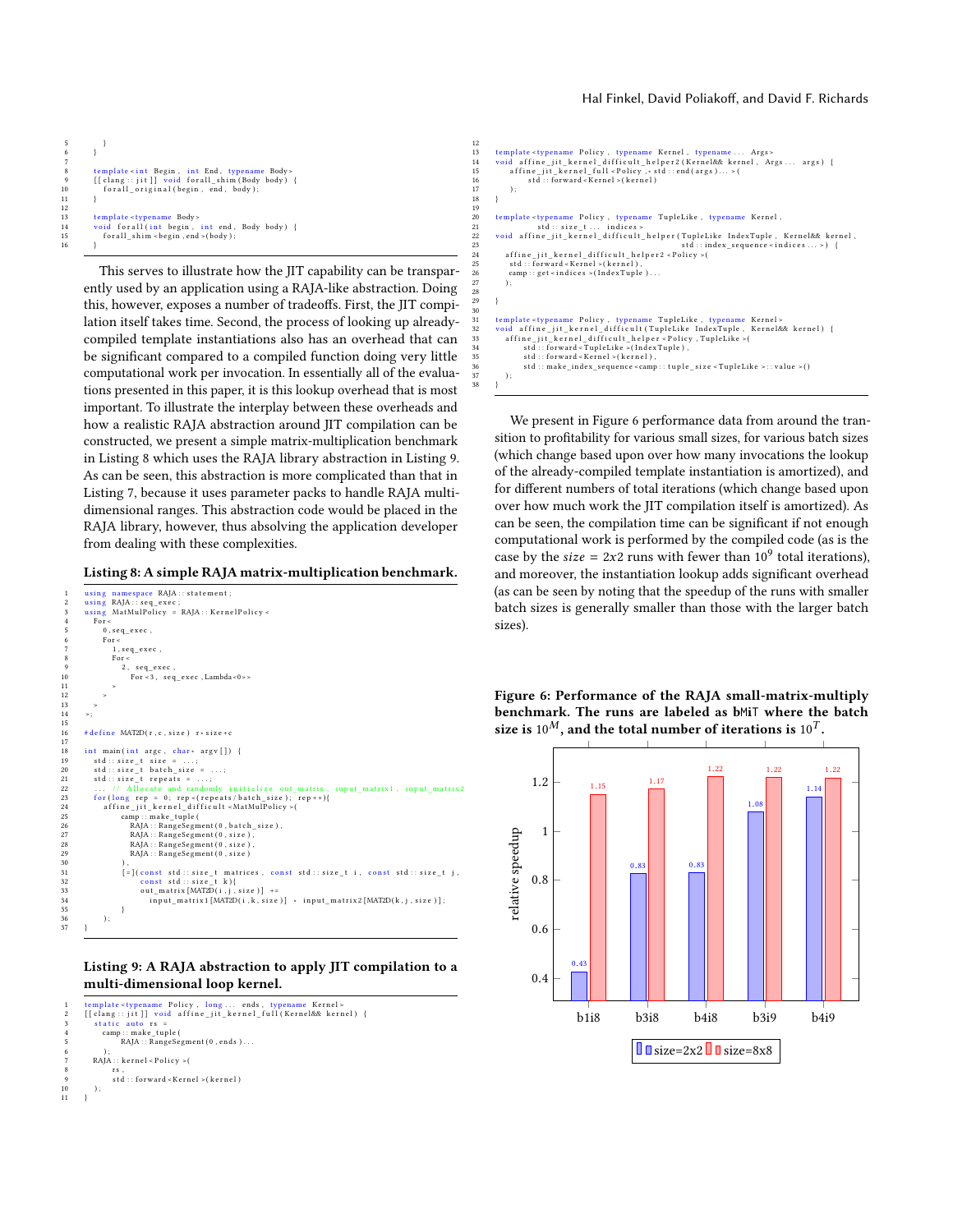```
    }
  }

  template<int Begin, int End, typename Body>
  [[clang::jit]] void forall_shim(Body body) {
    forall_original(begin, end, body);
  }

  template<typename Body>
  void forall(int begin, int end, Body body) {
    forall_shim<begin,end>(body);
  }
```

This serves to illustrate how the JIT capability can be transparently used by an application using a RAJA-like abstraction. Doing this, however, exposes a number of tradeoffs. First, the JIT compilation itself takes time. Second, the process of looking up already-compiled template instantiations also has an overhead that can be significant compared to a compiled function doing very little computational work per invocation. In essentially all of the evaluations presented in this paper, it is this lookup overhead that is most important. To illustrate the interplay between these overheads and how a realistic RAJA abstraction around JIT compilation can be constructed, we present a simple matrix-multiplication benchmark in Listing 8 which uses the RAJA library abstraction in Listing 9. As can be seen, this abstraction is more complicated than that in Listing 7, because it uses parameter packs to handle RAJA multi-dimensional ranges. This abstraction code would be placed in the RAJA library, however, thus absolving the application developer from dealing with these complexities.

**Listing 8: A simple RAJA matrix-multiplication benchmark.**

```
using namespace RAJA::statement;
using RAJA::seq_exec;
using MatMulPolicy = RAJA::KernelPolicy<
  For<
    0,seq_exec,
    For<
      1,seq_exec,
      For<
        2, seq_exec,
          For<3, seq_exec,Lambda<0>>
      >
    >
  >
>;

#define MAT2D(r,c,size) r*size+c

int main(int argc, char* argv[]) {
  std::size_t size = ...;
  std::size_t batch_size = ...;
  std::size_t repeats = ...;
  ... // Allocate and randomly initialize out_matrix, input_matrix1, input_matrix2
  for(long rep = 0; rep<(repeats/batch_size); rep++){
    affine_jit_kernel_difficult<MatMulPolicy>(
        camp::make_tuple(
          RAJA::RangeSegment(0,batch_size),
          RAJA::RangeSegment(0,size),
          RAJA::RangeSegment(0,size),
          RAJA::RangeSegment(0,size)
        ),
        [=](const std::size_t matrices, const std::size_t i, const std::size_t j,
            const std::size_t k){
          out_matrix[MAT2D(i,j,size)] +=
            input_matrix1[MAT2D(i,k,size)] * input_matrix2[MAT2D(k,j,size)];
        }
    );
}
```

**Listing 9: A RAJA abstraction to apply JIT compilation to a multi-dimensional loop kernel.**

```
template<typename Policy, long... ends, typename Kernel>
[[clang::jit]] void affine_jit_kernel_full(Kernel&& kernel) {
  static auto rs =
    camp::make_tuple(
      RAJA::RangeSegment(0,ends)...
    );
  RAJA::kernel<Policy>(
      rs,
      std::forward<Kernel>(kernel)
  );
}

template<typename Policy, typename Kernel, typename... Args>
void affine_jit_kernel_difficult_helper2(Kernel&& kernel, Args... args) {
  affine_jit_kernel_full<Policy,std::end(args)...>(
      std::forward<Kernel>(kernel)
  );
}

template<typename Policy, typename TupleLike, typename Kernel,
         std::size_t... indices>
void affine_jit_kernel_difficult_helper(TupleLike IndexTuple, Kernel&& kernel,
                                        std::index_sequence<indices...>) {
  affine_jit_kernel_difficult_helper2<Policy>(
    std::forward<Kernel>(kernel),
    camp::get<indices>(IndexTuple)...
  );

}

template<typename Policy, typename TupleLike, typename Kernel>
void affine_jit_kernel_difficult(TupleLike IndexTuple, Kernel&& kernel) {
  affine_jit_kernel_difficult_helper<Policy,TupleLike>(
      std::forward<TupleLike>(IndexTuple),
      std::forward<Kernel>(kernel),
      std::make_index_sequence<camp::tuple_size<TupleLike>::value>()
  );
}
```

We present in Figure 6 performance data from around the transition to profitability for various small sizes, for various batch sizes (which change based upon over how many invocations the lookup of the already-compiled template instantiation is amortized), and for different numbers of total iterations (which change based upon over how much work the JIT compilation itself is amortized). As can be seen, the compilation time can be significant if not enough computational work is performed by the compiled code (as is the case by the $size = 2x2$ runs with fewer than $10^9$ total iterations), and moreover, the instantiation lookup adds significant overhead (as can be seen by noting that the speedup of the runs with smaller batch sizes is generally smaller than those with the larger batch sizes).

**Figure 6: Performance of the RAJA small-matrix-multiply benchmark. The runs are labeled as bMiT where the batch size is $10^M$, and the total number of iterations is $10^T$.**

| | b1i8 | b3i8 | b4i8 | b3i9 | b4i9 |
|---|---|---|---|---|---|
| size=2x2 | 0.43 | 0.83 | 0.83 | 1.08 | 1.14 |
| size=8x8 | 1.15 | 1.17 | 1.22 | 1.22 | 1.22 |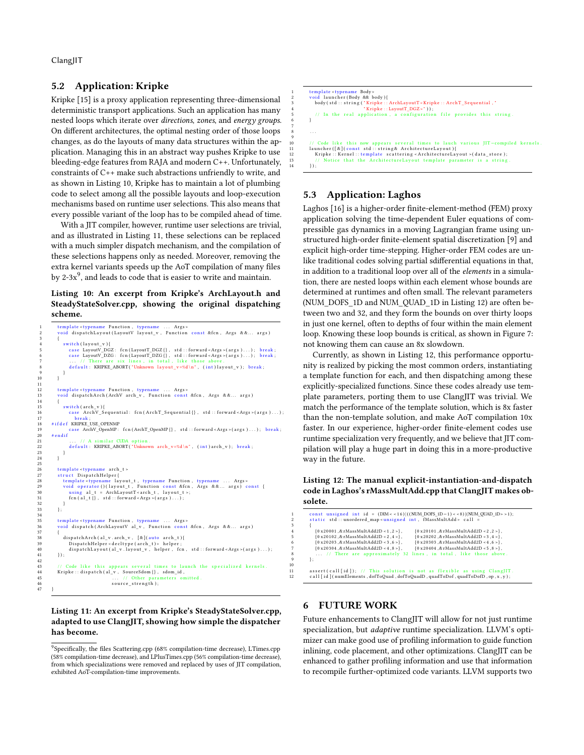## 5.2 Application: Kripke

Kripke [15] is a proxy application representing three-dimensional deterministic transport applications. Such an application has many nested loops which iterate over *directions*, *zones*, and *energy groups*. On different architectures, the optimal nesting order of those loops changes, as do the layouts of many data structures within the application. Managing this in an abstract way pushes Kripke to use bleeding-edge features from RAJA and modern C++. Unfortunately, constraints of C++ make such abstractions unfriendly to write, and as shown in Listing 10, Kripke has to maintain a lot of plumbing code to select among all the possible layouts and loop-execution mechanisms based on runtime user selections. This also means that every possible variant of the loop has to be compiled ahead of time.

With a JIT compiler, however, runtime user selections are trivial, and as illustrated in Listing 11, these selections can be replaced with a much simpler dispatch mechanism, and the compilation of these selections happens only as needed. Moreover, removing the extra kernel variants speeds up the AoT compilation of many files by 2-3x[9], and leads to code that is easier to write and maintain.

**Listing 10: An excerpt from Kripke's ArchLayout.h and SteadyStateSolver.cpp, showing the original dispatching scheme.**

```
template<typename Function, typename ... Args>
void dispatchLayout(LayoutV layout_v, Function const &fcn, Args &&... args)
{
  switch(layout_v){
    case LayoutV_DGZ: fcn(LayoutT_DGZ{}, std::forward<Args>(args)...); break;
    case LayoutV_DZG: fcn(LayoutT_DZG{}, std::forward<Args>(args)...); break;
    ... // There are six lines, in total, like those above.
    default: KRIPKE_ABORT("Unknown layout_v=%d\n", (int)layout_v); break;
  }
}

template<typename Function, typename ... Args>
void dispatchArch(ArchV arch_v, Function const &fcn, Args &&... args)
{
  switch(arch_v){
    case ArchV_Sequential: fcn(ArchT_Sequential{}, std::forward<Args>(args)...);
      break;
#ifdef KRIPKE_USE_OPENMP
    case ArchV_OpenMP: fcn(ArchT_OpenMP{}, std::forward<Args>(args)...); break;
#endif
    ... // A similar CUDA option.
    default: KRIPKE_ABORT("Unknown arch_v=%d\n", (int)arch_v); break;
  }
}

template<typename arch_t>
struct DispatchHelper{
  template<typename layout_t, typename Function, typename ... Args>
  void operator()(layout_t, Function const &fcn, Args &&... args) const {
    using al_t = ArchLayoutT<arch_t, layout_t>;
    fcn(al_t{}, std::forward<Args>(args)...);
  }
};

template<typename Function, typename ... Args>
void dispatch(ArchLayoutV al_v, Function const &fcn, Args &&... args)
{
  dispatchArch(al_v.arch_v, [&](auto arch_t){
    DispatchHelper<decltype(arch_t)> helper;
    dispatchLayout(al_v.layout_v, helper, fcn, std::forward<Args>(args)...);
  });
}

// Code like this appears several times to launch the specialized kernels.
Kripke::dispatch(al_v, SourceSdom{}, sdom_id,
                 ... // Other parameters omitted.
                 source_strength);
}
```

**Listing 11: An excerpt from Kripke's SteadyStateSolver.cpp, adapted to use ClangJIT, showing how simple the dispatcher has become.**

```
template<typename Body>
void launcher(Body && body){
  body(std::string("Kripke::ArchLayoutT<Kripke::ArchT_Sequential,"
                   "Kripke::LayoutT_DGZ>"));
  // In the real application, a configuration file provides this string.
}

...

// Code like this now appears several times to lauch various JIT-compiled kernels.
launcher([&](const std::string& ArchitectureLayout){
  Kripke::Kernel::template scattering<ArchitectureLayout>(data_store);
  // Notice that the ArchitectureLayout template parameter is a string.
});
```

## 5.3 Application: Laghos

Laghos [16] is a higher-order finite-element-method (FEM) proxy application solving the time-dependent Euler equations of compressible gas dynamics in a moving Lagrangian frame using unstructured high-order finite-element spatial discretization [9] and explicit high-order time-stepping. Higher-order FEM codes are unlike traditional codes solving partial sdifferential equations in that, in addition to a traditional loop over all of the *elements* in a simulation, there are nested loops within each element whose bounds are determined at runtimes and often small. The relevant parameters (NUM_DOFS_1D and NUM_QUAD_1D in Listing 12) are often between two and 32, and they form the bounds on over thirty loops in just one kernel, often to depths of four within the main element loop. Knowing these loop bounds is critical, as shown in Figure 7: not knowing them can cause an 8x slowdown.

Currently, as shown in Listing 12, this performance opportunity is realized by picking the most common orders, instantiating a template function for each, and then dispatching among these explicitly-specialized functions. Since these codes already use template parameters, porting them to use ClangJIT was trivial. We match the performance of the template solution, which is 8x faster than the non-template solution, and make AoT compilation 10x faster. In our experience, higher-order finite-element codes use runtime specialization very frequently, and we believe that JIT compilation will play a huge part in doing this in a more-productive way in the future.

**Listing 12: The manual explicit-instantiation-and-dispatch code in Laghos's rMassMultAdd.cpp that ClangJIT makes obsolete.**

```
const unsigned int id = (DIM<<16)|((NUM_DOFS_1D-1)<<8)|(NUM_QUAD_1D>>1);
static std::unordered_map<unsigned int, fMassMultAdd> call =
{
  {0x20001,&rMassMultAdd2D<1,2>},    {0x20101,&rMassMultAdd2D<2,2>},
  {0x20102,&rMassMultAdd2D<2,4>},    {0x20202,&rMassMultAdd2D<3,4>},
  {0x20203,&rMassMultAdd2D<3,6>},    {0x20303,&rMassMultAdd2D<4,6>},
  {0x20304,&rMassMultAdd2D<4,8>},    {0x20404,&rMassMultAdd2D<5,8>},
  ... // There are approximately 32 lines, in total, like those above.
};

assert(call[id]); // This solution is not as flexible as using ClangJIT.
call[id](numElements,dofToQuad,dofToQuadD,quadToDof,quadToDofD,op,x,y);
```

# 6 FUTURE WORK

Future enhancements to ClangJIT will allow for not just runtime specialization, but *adaptive* runtime specialization. LLVM's optimizer can make good use of profiling information to guide function inlining, code placement, and other optimizations. ClangJIT can be enhanced to gather profiling information and use that information to recompile further-optimized code variants. LLVM supports two

[9] Specifically, the files Scattering.cpp (68% compilation-time decrease), LTimes.cpp (58% compilation-time decrease), and LPlusTimes.cpp (56% compilation-time decrease), from which specializations were removed and replaced by uses of JIT compilation, exhibited AoT-compilation-time improvements.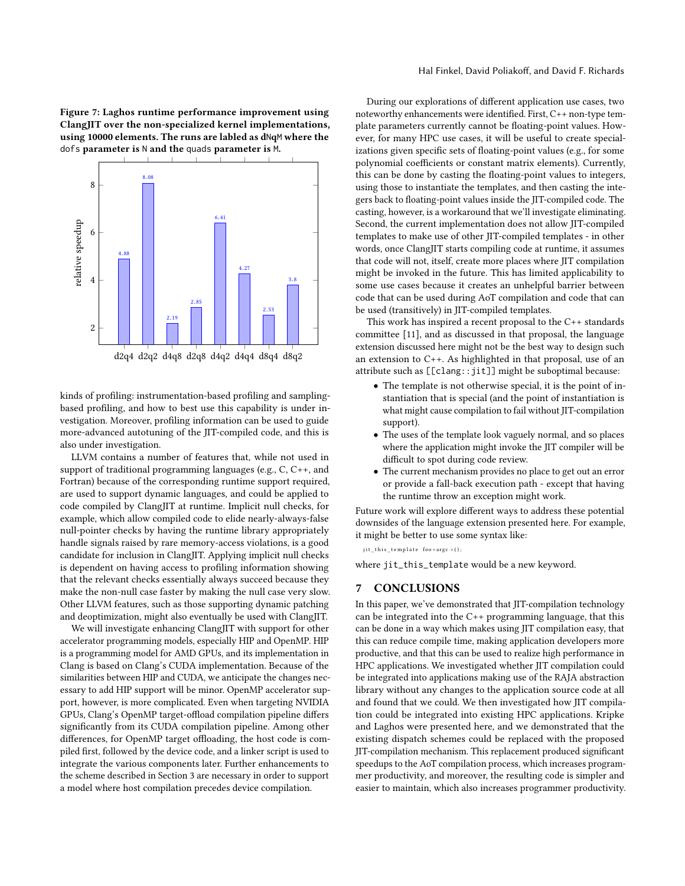**Figure 7: Laghos runtime performance improvement using ClangJIT over the non-specialized kernel implementations, using 10000 elements. The runs are labled as dNqM where the `dofs` parameter is N and the `quads` parameter is M.**

| Run | relative speedup |
|---|---|
| d2q4 | 4.88 |
| d2q2 | 8.08 |
| d4q8 | 2.19 |
| d2q8 | 2.85 |
| d4q2 | 6.41 |
| d4q4 | 4.27 |
| d8q4 | 2.53 |
| d8q2 | 3.8 |

kinds of profiling: instrumentation-based profiling and sampling-based profiling, and how to best use this capability is under investigation. Moreover, profiling information can be used to guide more-advanced autotuning of the JIT-compiled code, and this is also under investigation.

LLVM contains a number of features that, while not used in support of traditional programming languages (e.g., C, C++, and Fortran) because of the corresponding runtime support required, are used to support dynamic languages, and could be applied to code compiled by ClangJIT at runtime. Implicit null checks, for example, which allow compiled code to elide nearly-always-false null-pointer checks by having the runtime library appropriately handle signals raised by rare memory-access violations, is a good candidate for inclusion in ClangJIT. Applying implicit null checks is dependent on having access to profiling information showing that the relevant checks essentially always succeed because they make the non-null case faster by making the null case very slow. Other LLVM features, such as those supporting dynamic patching and deoptimization, might also eventually be used with ClangJIT.

We will investigate enhancing ClangJIT with support for other accelerator programming models, especially HIP and OpenMP. HIP is a programming model for AMD GPUs, and its implementation in Clang is based on Clang's CUDA implementation. Because of the similarities between HIP and CUDA, we anticipate the changes necessary to add HIP support will be minor. OpenMP accelerator support, however, is more complicated. Even when targeting NVIDIA GPUs, Clang's OpenMP target-offload compilation pipeline differs significantly from its CUDA compilation pipeline. Among other differences, for OpenMP target offloading, the host code is compiled first, followed by the device code, and a linker script is used to integrate the various components later. Further enhancements to the scheme described in Section 3 are necessary in order to support a model where host compilation precedes device compilation.

During our explorations of different application use cases, two noteworthy enhancements were identified. First, C++ non-type template parameters currently cannot be floating-point values. However, for many HPC use cases, it will be useful to create specializations given specific sets of floating-point values (e.g., for some polynomial coefficients or constant matrix elements). Currently, this can be done by casting the floating-point values to integers, using those to instantiate the templates, and then casting the integers back to floating-point values inside the JIT-compiled code. The casting, however, is a workaround that we'll investigate eliminating. Second, the current implementation does not allow JIT-compiled templates to make use of other JIT-compiled templates - in other words, once ClangJIT starts compiling code at runtime, it assumes that code will not, itself, create more places where JIT compilation might be invoked in the future. This has limited applicability to some use cases because it creates an unhelpful barrier between code that can be used during AoT compilation and code that can be used (transitively) in JIT-compiled templates.

This work has inspired a recent proposal to the C++ standards committee [11], and as discussed in that proposal, the language extension discussed here might not be the best way to design such an extension to C++. As highlighted in that proposal, use of an attribute such as `[[clang::jit]]` might be suboptimal because:

- The template is not otherwise special, it is the point of instantiation that is special (and the point of instantiation is what might cause compilation to fail without JIT-compilation support).
- The uses of the template look vaguely normal, and so places where the application might invoke the JIT compiler will be difficult to spot during code review.
- The current mechanism provides no place to get out an error or provide a fall-back execution path - except that having the runtime throw an exception might work.

Future work will explore different ways to address these potential downsides of the language extension presented here. For example, it might be better to use some syntax like:

```
jit_this_template foo<argc>();
```

where `jit_this_template` would be a new keyword.

## 7 CONCLUSIONS

In this paper, we've demonstrated that JIT-compilation technology can be integrated into the C++ programming language, that this can be done in a way which makes using JIT compilation easy, that this can reduce compile time, making application developers more productive, and that this can be used to realize high performance in HPC applications. We investigated whether JIT compilation could be integrated into applications making use of the RAJA abstraction library without any changes to the application source code at all and found that we could. We then investigated how JIT compilation could be integrated into existing HPC applications. Kripke and Laghos were presented here, and we demonstrated that the existing dispatch schemes could be replaced with the proposed JIT-compilation mechanism. This replacement produced significant speedups to the AoT compilation process, which increases programmer productivity, and moreover, the resulting code is simpler and easier to maintain, which also increases programmer productivity.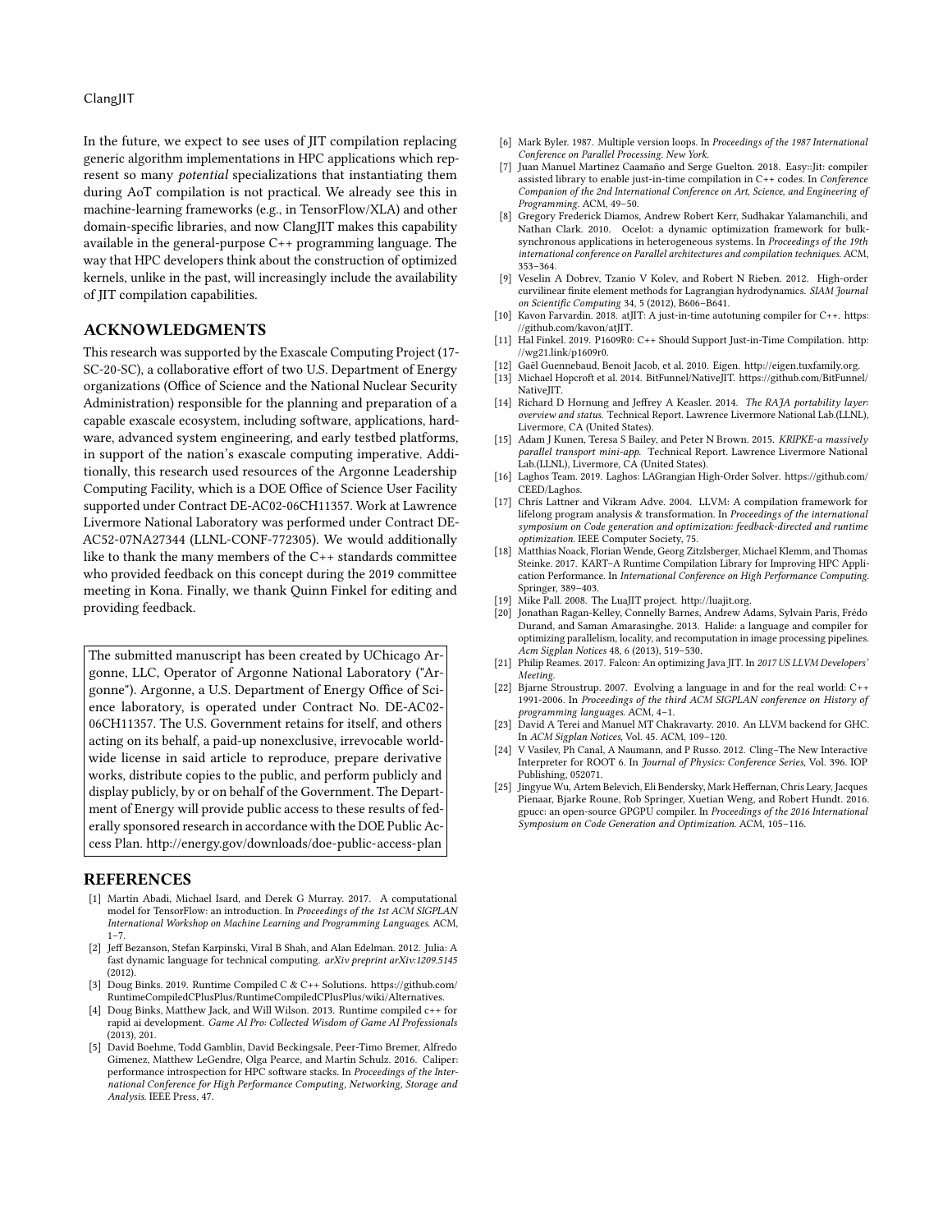In the future, we expect to see uses of JIT compilation replacing generic algorithm implementations in HPC applications which represent so many *potential* specializations that instantiating them during AoT compilation is not practical. We already see this in machine-learning frameworks (e.g., in TensorFlow/XLA) and other domain-specific libraries, and now ClangJIT makes this capability available in the general-purpose C++ programming language. The way that HPC developers think about the construction of optimized kernels, unlike in the past, will increasingly include the availability of JIT compilation capabilities.

## ACKNOWLEDGMENTS

This research was supported by the Exascale Computing Project (17-SC-20-SC), a collaborative effort of two U.S. Department of Energy organizations (Office of Science and the National Nuclear Security Administration) responsible for the planning and preparation of a capable exascale ecosystem, including software, applications, hardware, advanced system engineering, and early testbed platforms, in support of the nation's exascale computing imperative. Additionally, this research used resources of the Argonne Leadership Computing Facility, which is a DOE Office of Science User Facility supported under Contract DE-AC02-06CH11357. Work at Lawrence Livermore National Laboratory was performed under Contract DE-AC52-07NA27344 (LLNL-CONF-772305). We would additionally like to thank the many members of the C++ standards committee who provided feedback on this concept during the 2019 committee meeting in Kona. Finally, we thank Quinn Finkel for editing and providing feedback.

The submitted manuscript has been created by UChicago Argonne, LLC, Operator of Argonne National Laboratory ("Argonne"). Argonne, a U.S. Department of Energy Office of Science laboratory, is operated under Contract No. DE-AC02-06CH11357. The U.S. Government retains for itself, and others acting on its behalf, a paid-up nonexclusive, irrevocable worldwide license in said article to reproduce, prepare derivative works, distribute copies to the public, and perform publicly and display publicly, by or on behalf of the Government. The Department of Energy will provide public access to these results of federally sponsored research in accordance with the DOE Public Access Plan. http://energy.gov/downloads/doe-public-access-plan

## REFERENCES

[1] Martín Abadi, Michael Isard, and Derek G Murray. 2017. A computational model for TensorFlow: an introduction. In *Proceedings of the 1st ACM SIGPLAN International Workshop on Machine Learning and Programming Languages*. ACM, 1–7.

[2] Jeff Bezanson, Stefan Karpinski, Viral B Shah, and Alan Edelman. 2012. Julia: A fast dynamic language for technical computing. *arXiv preprint arXiv:1209.5145* (2012).

[3] Doug Binks. 2019. Runtime Compiled C & C++ Solutions. https://github.com/RuntimeCompiledCPlusPlus/RuntimeCompiledCPlusPlus/wiki/Alternatives.

[4] Doug Binks, Matthew Jack, and Will Wilson. 2013. Runtime compiled c++ for rapid ai development. *Game AI Pro: Collected Wisdom of Game AI Professionals* (2013), 201.

[5] David Boehme, Todd Gamblin, David Beckingsale, Peer-Timo Bremer, Alfredo Gimenez, Matthew LeGendre, Olga Pearce, and Martin Schulz. 2016. Caliper: performance introspection for HPC software stacks. In *Proceedings of the International Conference for High Performance Computing, Networking, Storage and Analysis*. IEEE Press, 47.

[6] Mark Byler. 1987. Multiple version loops. In *Proceedings of the 1987 International Conference on Parallel Processing. New York*.

[7] Juan Manuel Martinez Caamaño and Serge Guelton. 2018. Easy::Jit: compiler assisted library to enable just-in-time compilation in C++ codes. In *Conference Companion of the 2nd International Conference on Art, Science, and Engineering of Programming*. ACM, 49–50.

[8] Gregory Frederick Diamos, Andrew Robert Kerr, Sudhakar Yalamanchili, and Nathan Clark. 2010. Ocelot: a dynamic optimization framework for bulk-synchronous applications in heterogeneous systems. In *Proceedings of the 19th international conference on Parallel architectures and compilation techniques*. ACM, 353–364.

[9] Veselin A Dobrev, Tzanio V Kolev, and Robert N Rieben. 2012. High-order curvilinear finite element methods for Lagrangian hydrodynamics. *SIAM Journal on Scientific Computing* 34, 5 (2012), B606–B641.

[10] Kavon Farvardin. 2018. atJIT: A just-in-time autotuning compiler for C++. https://github.com/kavon/atJIT.

[11] Hal Finkel. 2019. P1609R0: C++ Should Support Just-in-Time Compilation. http://wg21.link/p1609r0.

[12] Gaël Guennebaud, Benoit Jacob, et al. 2010. Eigen. http://eigen.tuxfamily.org.

[13] Michael Hopcroft et al. 2014. BitFunnel/NativeJIT. https://github.com/BitFunnel/NativeJIT.

[14] Richard D Hornung and Jeffrey A Keasler. 2014. *The RAJA portability layer: overview and status*. Technical Report. Lawrence Livermore National Lab.(LLNL), Livermore, CA (United States).

[15] Adam J Kunen, Teresa S Bailey, and Peter N Brown. 2015. *KRIPKE-a massively parallel transport mini-app*. Technical Report. Lawrence Livermore National Lab.(LLNL), Livermore, CA (United States).

[16] Laghos Team. 2019. Laghos: LAGrangian High-Order Solver. https://github.com/CEED/Laghos.

[17] Chris Lattner and Vikram Adve. 2004. LLVM: A compilation framework for lifelong program analysis & transformation. In *Proceedings of the international symposium on Code generation and optimization: feedback-directed and runtime optimization*. IEEE Computer Society, 75.

[18] Matthias Noack, Florian Wende, Georg Zitzlsberger, Michael Klemm, and Thomas Steinke. 2017. KART–A Runtime Compilation Library for Improving HPC Application Performance. In *International Conference on High Performance Computing*. Springer, 389–403.

[19] Mike Pall. 2008. The LuaJIT project. http://luajit.org.

[20] Jonathan Ragan-Kelley, Connelly Barnes, Andrew Adams, Sylvain Paris, Frédo Durand, and Saman Amarasinghe. 2013. Halide: a language and compiler for optimizing parallelism, locality, and recomputation in image processing pipelines. *Acm Sigplan Notices* 48, 6 (2013), 519–530.

[21] Philip Reames. 2017. Falcon: An optimizing Java JIT. In *2017 US LLVM Developers' Meeting*.

[22] Bjarne Stroustrup. 2007. Evolving a language in and for the real world: C++ 1991-2006. In *Proceedings of the third ACM SIGPLAN conference on History of programming languages*. ACM, 4–1.

[23] David A Terei and Manuel MT Chakravarty. 2010. An LLVM backend for GHC. In *ACM Sigplan Notices*, Vol. 45. ACM, 109–120.

[24] V Vasilev, Ph Canal, A Naumann, and P Russo. 2012. Cling–The New Interactive Interpreter for ROOT 6. In *Journal of Physics: Conference Series*, Vol. 396. IOP Publishing, 052071.

[25] Jingyue Wu, Artem Belevich, Eli Bendersky, Mark Heffernan, Chris Leary, Jacques Pienaar, Bjarke Roune, Rob Springer, Xuetian Weng, and Robert Hundt. 2016. gpucc: an open-source GPGPU compiler. In *Proceedings of the 2016 International Symposium on Code Generation and Optimization*. ACM, 105–116.